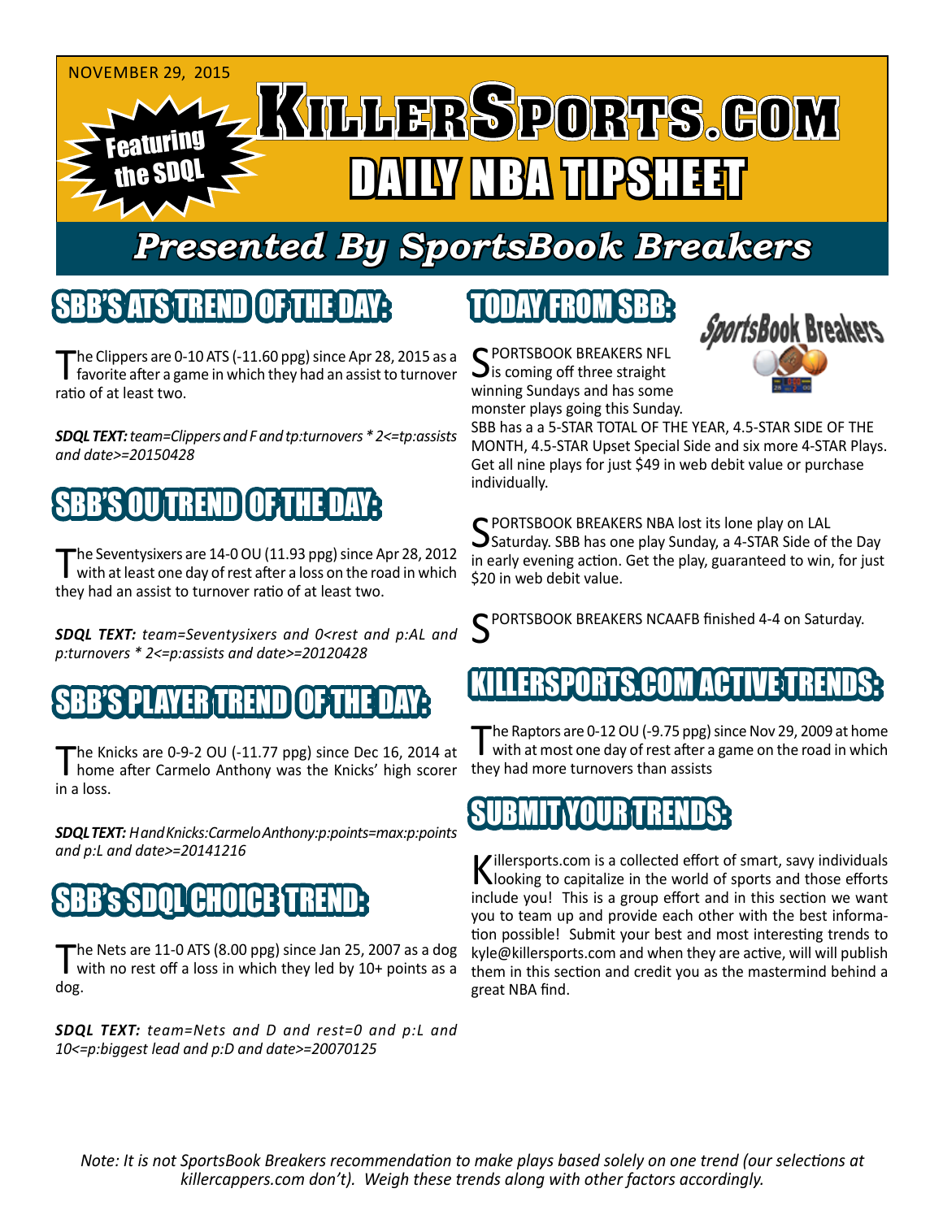NOVEMBER 29, 2015

Featuring the SDQL

# KILLERSPORTS.COM
# DAILY NBA TIPSHEET

## Presented By SportsBook Breakers

## SBB'S ATS TREND OF THE DAY:

The Clippers are 0-10 ATS (-11.60 ppg) since Apr 28, 2015 as a favorite after a game in which they had an assist to turnover ratio of at least two.

***SDQL TEXT:*** *team=Clippers and F and tp:turnovers * 2<=tp:assists and date>=20150428*

## SBB'S OU TREND OF THE DAY:

The Seventysixers are 14-0 OU (11.93 ppg) since Apr 28, 2012 with at least one day of rest after a loss on the road in which they had an assist to turnover ratio of at least two.

***SDQL TEXT:*** *team=Seventysixers and 0<rest and p:AL and p:turnovers * 2<=p:assists and date>=20120428*

## SBB'S PLAYER TREND OF THE DAY:

The Knicks are 0-9-2 OU (-11.77 ppg) since Dec 16, 2014 at home after Carmelo Anthony was the Knicks' high scorer in a loss.

***SDQL TEXT:*** *H and Knicks:Carmelo Anthony:p:points=max:p:points and p:L and date>=20141216*

## SBB's SDQL CHOICE TREND:

The Nets are 11-0 ATS (8.00 ppg) since Jan 25, 2007 as a dog with no rest off a loss in which they led by 10+ points as a dog.

***SDQL TEXT:*** *team=Nets and D and rest=0 and p:L and 10<=p:biggest lead and p:D and date>=20070125*

## TODAY FROM SBB:

SPORTSBOOK BREAKERS NFL is coming off three straight winning Sundays and has some monster plays going this Sunday. SBB has a a 5-STAR TOTAL OF THE YEAR, 4.5-STAR SIDE OF THE MONTH, 4.5-STAR Upset Special Side and six more 4-STAR Plays. Get all nine plays for just $49 in web debit value or purchase individually.

SPORTSBOOK BREAKERS NBA lost its lone play on LAL Saturday. SBB has one play Sunday, a 4-STAR Side of the Day in early evening action. Get the play, guaranteed to win, for just $20 in web debit value.

SPORTSBOOK BREAKERS NCAAFB finished 4-4 on Saturday.

## KILLERSPORTS.COM ACTIVE TRENDS:

The Raptors are 0-12 OU (-9.75 ppg) since Nov 29, 2009 at home with at most one day of rest after a game on the road in which they had more turnovers than assists

## SUBMIT YOUR TRENDS:

Killersports.com is a collected effort of smart, savy individuals looking to capitalize in the world of sports and those efforts include you! This is a group effort and in this section we want you to team up and provide each other with the best information possible! Submit your best and most interesting trends to kyle@killersports.com and when they are active, will will publish them in this section and credit you as the mastermind behind a great NBA find.

*Note: It is not SportsBook Breakers recommendation to make plays based solely on one trend (our selections at killercappers.com don't). Weigh these trends along with other factors accordingly.*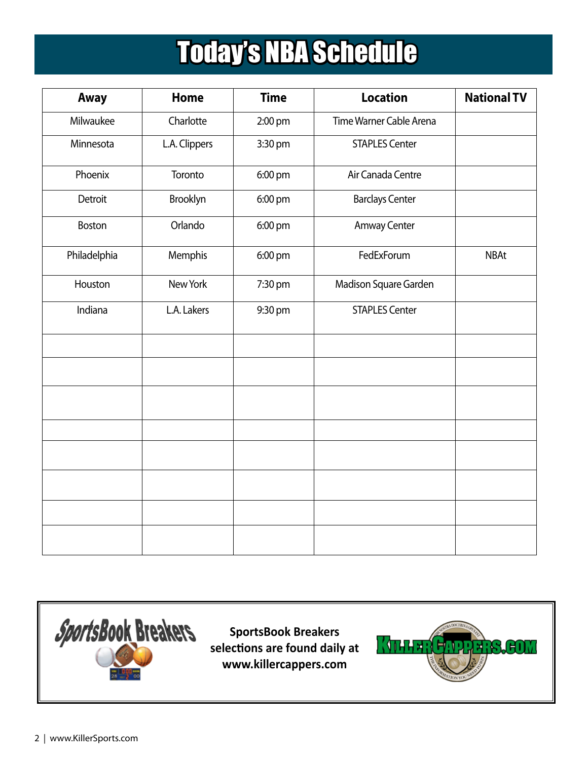# Today's NBA Schedule

| Away | Home | Time | Location | National TV |
|---|---|---|---|---|
| Milwaukee | Charlotte | 2:00 pm | Time Warner Cable Arena | |
| Minnesota | L.A. Clippers | 3:30 pm | STAPLES Center | |
| Phoenix | Toronto | 6:00 pm | Air Canada Centre | |
| Detroit | Brooklyn | 6:00 pm | Barclays Center | |
| Boston | Orlando | 6:00 pm | Amway Center | |
| Philadelphia | Memphis | 6:00 pm | FedExForum | NBAt |
| Houston | New York | 7:30 pm | Madison Square Garden | |
| Indiana | L.A. Lakers | 9:30 pm | STAPLES Center | |
| | | | | |
| | | | | |
| | | | | |
| | | | | |
| | | | | |
| | | | | |
| | | | | |
| | | | | |

SportsBook Breakers

**SportsBook Breakers selections are found daily at www.killercappers.com**

KILLERCAPPERS.COM